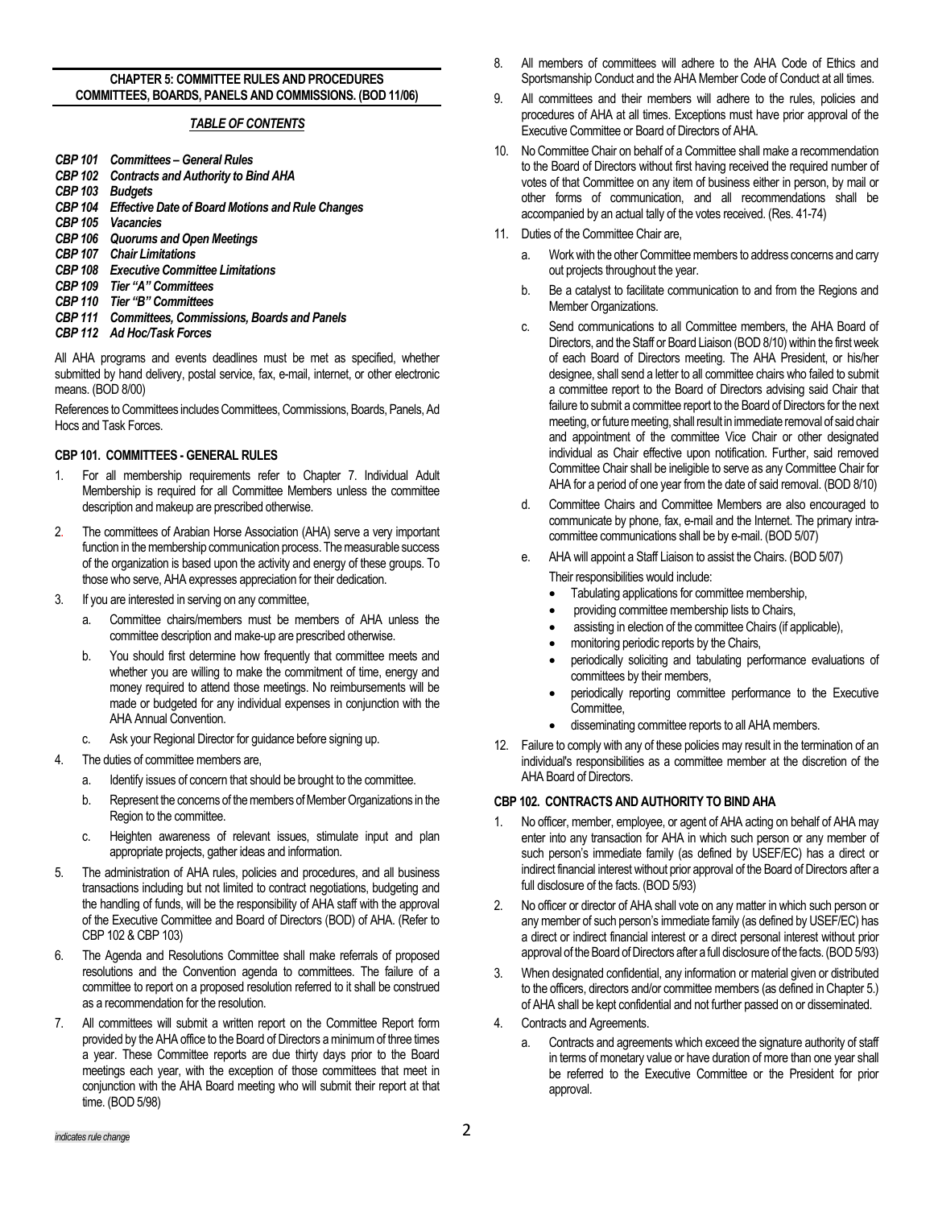## CHAPTER 5: COMMITTEE RULES AND PROCEDURES COMMITTEES, BOARDS, PANELS AND COMMISSIONS. (BOD 11/06)

### *TABLE OF CONTENTS*

- ***CBP 101 Committees – General Rules***
- ***CBP 102 Contracts and Authority to Bind AHA***
- ***CBP 103 Budgets***
- ***CBP 104 Effective Date of Board Motions and Rule Changes***
- ***CBP 105 Vacancies***
- ***CBP 106 Quorums and Open Meetings***
- ***CBP 107 Chair Limitations***
- ***CBP 108 Executive Committee Limitations***
- ***CBP 109 Tier "A" Committees***
- ***CBP 110 Tier "B" Committees***
- ***CBP 111 Committees, Commissions, Boards and Panels***
- ***CBP 112 Ad Hoc/Task Forces***

All AHA programs and events deadlines must be met as specified, whether submitted by hand delivery, postal service, fax, e-mail, internet, or other electronic means. (BOD 8/00)

References to Committees includes Committees, Commissions, Boards, Panels, Ad Hocs and Task Forces.

### CBP 101. COMMITTEES - GENERAL RULES

1. For all membership requirements refer to Chapter 7. Individual Adult Membership is required for all Committee Members unless the committee description and makeup are prescribed otherwise.
2. The committees of Arabian Horse Association (AHA) serve a very important function in the membership communication process. The measurable success of the organization is based upon the activity and energy of these groups. To those who serve, AHA expresses appreciation for their dedication.
3. If you are interested in serving on any committee,
   a. Committee chairs/members must be members of AHA unless the committee description and make-up are prescribed otherwise.
   b. You should first determine how frequently that committee meets and whether you are willing to make the commitment of time, energy and money required to attend those meetings. No reimbursements will be made or budgeted for any individual expenses in conjunction with the AHA Annual Convention.
   c. Ask your Regional Director for guidance before signing up.
4. The duties of committee members are,
   a. Identify issues of concern that should be brought to the committee.
   b. Represent the concerns of the members of Member Organizations in the Region to the committee.
   c. Heighten awareness of relevant issues, stimulate input and plan appropriate projects, gather ideas and information.
5. The administration of AHA rules, policies and procedures, and all business transactions including but not limited to contract negotiations, budgeting and the handling of funds, will be the responsibility of AHA staff with the approval of the Executive Committee and Board of Directors (BOD) of AHA. (Refer to CBP 102 & CBP 103)
6. The Agenda and Resolutions Committee shall make referrals of proposed resolutions and the Convention agenda to committees. The failure of a committee to report on a proposed resolution referred to it shall be construed as a recommendation for the resolution.
7. All committees will submit a written report on the Committee Report form provided by the AHA office to the Board of Directors a minimum of three times a year. These Committee reports are due thirty days prior to the Board meetings each year, with the exception of those committees that meet in conjunction with the AHA Board meeting who will submit their report at that time. (BOD 5/98)
8. All members of committees will adhere to the AHA Code of Ethics and Sportsmanship Conduct and the AHA Member Code of Conduct at all times.
9. All committees and their members will adhere to the rules, policies and procedures of AHA at all times. Exceptions must have prior approval of the Executive Committee or Board of Directors of AHA.
10. No Committee Chair on behalf of a Committee shall make a recommendation to the Board of Directors without first having received the required number of votes of that Committee on any item of business either in person, by mail or other forms of communication, and all recommendations shall be accompanied by an actual tally of the votes received. (Res. 41-74)
11. Duties of the Committee Chair are,
    a. Work with the other Committee members to address concerns and carry out projects throughout the year.
    b. Be a catalyst to facilitate communication to and from the Regions and Member Organizations.
    c. Send communications to all Committee members, the AHA Board of Directors, and the Staff or Board Liaison (BOD 8/10) within the first week of each Board of Directors meeting. The AHA President, or his/her designee, shall send a letter to all committee chairs who failed to submit a committee report to the Board of Directors advising said Chair that failure to submit a committee report to the Board of Directors for the next meeting, or future meeting, shall result in immediate removal of said chair and appointment of the committee Vice Chair or other designated individual as Chair effective upon notification. Further, said removed Committee Chair shall be ineligible to serve as any Committee Chair for AHA for a period of one year from the date of said removal. (BOD 8/10)
    d. Committee Chairs and Committee Members are also encouraged to communicate by phone, fax, e-mail and the Internet. The primary intra-committee communications shall be by e-mail. (BOD 5/07)
    e. AHA will appoint a Staff Liaison to assist the Chairs. (BOD 5/07)
       Their responsibilities would include:
       - Tabulating applications for committee membership,
       - providing committee membership lists to Chairs,
       - assisting in election of the committee Chairs (if applicable),
       - monitoring periodic reports by the Chairs,
       - periodically soliciting and tabulating performance evaluations of committees by their members,
       - periodically reporting committee performance to the Executive Committee,
       - disseminating committee reports to all AHA members.
12. Failure to comply with any of these policies may result in the termination of an individual's responsibilities as a committee member at the discretion of the AHA Board of Directors.

### CBP 102. CONTRACTS AND AUTHORITY TO BIND AHA

1. No officer, member, employee, or agent of AHA acting on behalf of AHA may enter into any transaction for AHA in which such person or any member of such person's immediate family (as defined by USEF/EC) has a direct or indirect financial interest without prior approval of the Board of Directors after a full disclosure of the facts. (BOD 5/93)
2. No officer or director of AHA shall vote on any matter in which such person or any member of such person's immediate family (as defined by USEF/EC) has a direct or indirect financial interest or a direct personal interest without prior approval of the Board of Directors after a full disclosure of the facts. (BOD 5/93)
3. When designated confidential, any information or material given or distributed to the officers, directors and/or committee members (as defined in Chapter 5.) of AHA shall be kept confidential and not further passed on or disseminated.
4. Contracts and Agreements.
   a. Contracts and agreements which exceed the signature authority of staff in terms of monetary value or have duration of more than one year shall be referred to the Executive Committee or the President for prior approval.

*indicates rule change*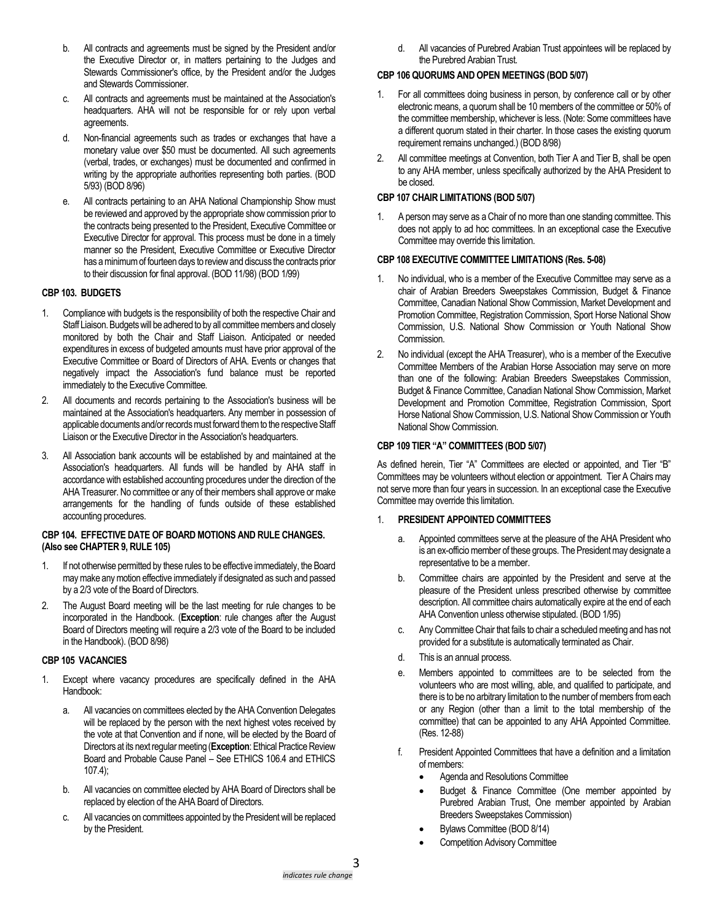b. All contracts and agreements must be signed by the President and/or the Executive Director or, in matters pertaining to the Judges and Stewards Commissioner's office, by the President and/or the Judges and Stewards Commissioner.

c. All contracts and agreements must be maintained at the Association's headquarters. AHA will not be responsible for or rely upon verbal agreements.

d. Non-financial agreements such as trades or exchanges that have a monetary value over $50 must be documented. All such agreements (verbal, trades, or exchanges) must be documented and confirmed in writing by the appropriate authorities representing both parties. (BOD 5/93) (BOD 8/96)

e. All contracts pertaining to an AHA National Championship Show must be reviewed and approved by the appropriate show commission prior to the contracts being presented to the President, Executive Committee or Executive Director for approval. This process must be done in a timely manner so the President, Executive Committee or Executive Director has a minimum of fourteen days to review and discuss the contracts prior to their discussion for final approval. (BOD 11/98) (BOD 1/99)

### CBP 103. BUDGETS

1. Compliance with budgets is the responsibility of both the respective Chair and Staff Liaison. Budgets will be adhered to by all committee members and closely monitored by both the Chair and Staff Liaison. Anticipated or needed expenditures in excess of budgeted amounts must have prior approval of the Executive Committee or Board of Directors of AHA. Events or changes that negatively impact the Association's fund balance must be reported immediately to the Executive Committee.
2. All documents and records pertaining to the Association's business will be maintained at the Association's headquarters. Any member in possession of applicable documents and/or records must forward them to the respective Staff Liaison or the Executive Director in the Association's headquarters.
3. All Association bank accounts will be established by and maintained at the Association's headquarters. All funds will be handled by AHA staff in accordance with established accounting procedures under the direction of the AHA Treasurer. No committee or any of their members shall approve or make arrangements for the handling of funds outside of these established accounting procedures.

### CBP 104. EFFECTIVE DATE OF BOARD MOTIONS AND RULE CHANGES. (Also see CHAPTER 9, RULE 105)

1. If not otherwise permitted by these rules to be effective immediately, the Board may make any motion effective immediately if designated as such and passed by a 2/3 vote of the Board of Directors.
2. The August Board meeting will be the last meeting for rule changes to be incorporated in the Handbook. (**Exception**: rule changes after the August Board of Directors meeting will require a 2/3 vote of the Board to be included in the Handbook). (BOD 8/98)

### CBP 105 VACANCIES

1. Except where vacancy procedures are specifically defined in the AHA Handbook:

   a. All vacancies on committees elected by the AHA Convention Delegates will be replaced by the person with the next highest votes received by the vote at that Convention and if none, will be elected by the Board of Directors at its next regular meeting (**Exception**: Ethical Practice Review Board and Probable Cause Panel – See ETHICS 106.4 and ETHICS 107.4);

   b. All vacancies on committee elected by AHA Board of Directors shall be replaced by election of the AHA Board of Directors.

   c. All vacancies on committees appointed by the President will be replaced by the President.

   d. All vacancies of Purebred Arabian Trust appointees will be replaced by the Purebred Arabian Trust.

### CBP 106 QUORUMS AND OPEN MEETINGS (BOD 5/07)

1. For all committees doing business in person, by conference call or by other electronic means, a quorum shall be 10 members of the committee or 50% of the committee membership, whichever is less. (Note: Some committees have a different quorum stated in their charter. In those cases the existing quorum requirement remains unchanged.) (BOD 8/98)
2. All committee meetings at Convention, both Tier A and Tier B, shall be open to any AHA member, unless specifically authorized by the AHA President to be closed.

### CBP 107 CHAIR LIMITATIONS (BOD 5/07)

1. A person may serve as a Chair of no more than one standing committee. This does not apply to ad hoc committees. In an exceptional case the Executive Committee may override this limitation.

### CBP 108 EXECUTIVE COMMITTEE LIMITATIONS (Res. 5-08)

1. No individual, who is a member of the Executive Committee may serve as a chair of Arabian Breeders Sweepstakes Commission, Budget & Finance Committee, Canadian National Show Commission, Market Development and Promotion Committee, Registration Commission, Sport Horse National Show Commission, U.S. National Show Commission or Youth National Show Commission.
2. No individual (except the AHA Treasurer), who is a member of the Executive Committee Members of the Arabian Horse Association may serve on more than one of the following: Arabian Breeders Sweepstakes Commission, Budget & Finance Committee, Canadian National Show Commission, Market Development and Promotion Committee, Registration Commission, Sport Horse National Show Commission, U.S. National Show Commission or Youth National Show Commission.

### CBP 109 TIER "A" COMMITTEES (BOD 5/07)

As defined herein, Tier "A" Committees are elected or appointed, and Tier "B" Committees may be volunteers without election or appointment. Tier A Chairs may not serve more than four years in succession. In an exceptional case the Executive Committee may override this limitation.

1. **PRESIDENT APPOINTED COMMITTEES**

   a. Appointed committees serve at the pleasure of the AHA President who is an ex-officio member of these groups. The President may designate a representative to be a member.

   b. Committee chairs are appointed by the President and serve at the pleasure of the President unless prescribed otherwise by committee description. All committee chairs automatically expire at the end of each AHA Convention unless otherwise stipulated. (BOD 1/95)

   c. Any Committee Chair that fails to chair a scheduled meeting and has not provided for a substitute is automatically terminated as Chair.

   d. This is an annual process.

   e. Members appointed to committees are to be selected from the volunteers who are most willing, able, and qualified to participate, and there is to be no arbitrary limitation to the number of members from each or any Region (other than a limit to the total membership of the committee) that can be appointed to any AHA Appointed Committee. (Res. 12-88)

   f. President Appointed Committees that have a definition and a limitation of members:
      - Agenda and Resolutions Committee
      - Budget & Finance Committee (One member appointed by Purebred Arabian Trust, One member appointed by Arabian Breeders Sweepstakes Commission)
      - Bylaws Committee (BOD 8/14)
      - Competition Advisory Committee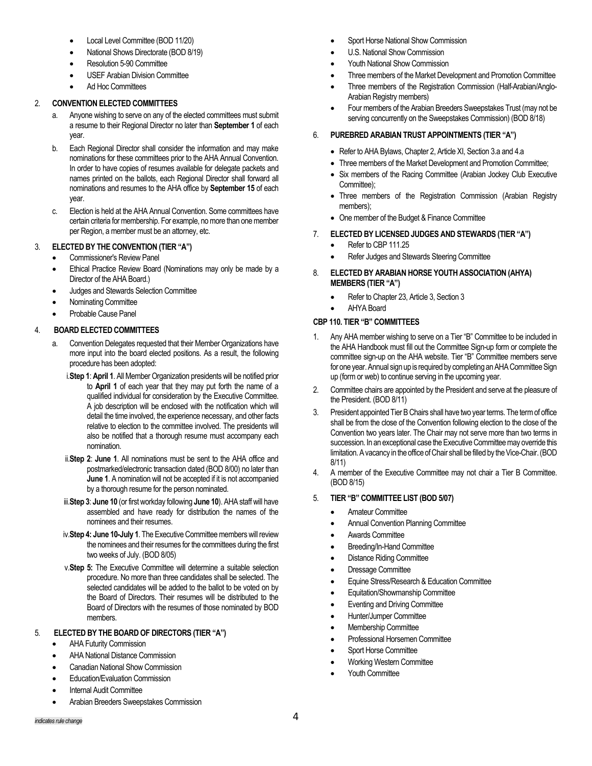- Local Level Committee (BOD 11/20)
- National Shows Directorate (BOD 8/19)
- Resolution 5-90 Committee
- USEF Arabian Division Committee
- Ad Hoc Committees

2. **CONVENTION ELECTED COMMITTEES**
   a. Anyone wishing to serve on any of the elected committees must submit a resume to their Regional Director no later than **September 1** of each year.
   b. Each Regional Director shall consider the information and may make nominations for these committees prior to the AHA Annual Convention. In order to have copies of resumes available for delegate packets and names printed on the ballots, each Regional Director shall forward all nominations and resumes to the AHA office by **September 15** of each year.
   c. Election is held at the AHA Annual Convention. Some committees have certain criteria for membership. For example, no more than one member per Region, a member must be an attorney, etc.

3. **ELECTED BY THE CONVENTION (TIER "A")**
   - Commissioner's Review Panel
   - Ethical Practice Review Board (Nominations may only be made by a Director of the AHA Board.)
   - Judges and Stewards Selection Committee
   - Nominating Committee
   - Probable Cause Panel

4. **BOARD ELECTED COMMITTEES**
   a. Convention Delegates requested that their Member Organizations have more input into the board elected positions. As a result, the following procedure has been adopted:
      i. **Step 1**: **April 1**. All Member Organization presidents will be notified prior to **April 1** of each year that they may put forth the name of a qualified individual for consideration by the Executive Committee. A job description will be enclosed with the notification which will detail the time involved, the experience necessary, and other facts relative to election to the committee involved. The presidents will also be notified that a thorough resume must accompany each nomination.
      ii. **Step 2**: **June 1**. All nominations must be sent to the AHA office and postmarked/electronic transaction dated (BOD 8/00) no later than **June 1**. A nomination will not be accepted if it is not accompanied by a thorough resume for the person nominated.
      iii. **Step 3**: **June 10** (or first workday following **June 10**). AHA staff will have assembled and have ready for distribution the names of the nominees and their resumes.
      iv. **Step 4: June 10-July 1**. The Executive Committee members will review the nominees and their resumes for the committees during the first two weeks of July. (BOD 8/05)
      v. **Step 5:** The Executive Committee will determine a suitable selection procedure. No more than three candidates shall be selected. The selected candidates will be added to the ballot to be voted on by the Board of Directors. Their resumes will be distributed to the Board of Directors with the resumes of those nominated by BOD members.

5. **ELECTED BY THE BOARD OF DIRECTORS (TIER "A")**
   - AHA Futurity Commission
   - AHA National Distance Commission
   - Canadian National Show Commission
   - Education/Evaluation Commission
   - Internal Audit Committee
   - Arabian Breeders Sweepstakes Commission
   - Sport Horse National Show Commission
   - U.S. National Show Commission
   - Youth National Show Commission
   - Three members of the Market Development and Promotion Committee
   - Three members of the Registration Commission (Half-Arabian/Anglo-Arabian Registry members)
   - Four members of the Arabian Breeders Sweepstakes Trust (may not be serving concurrently on the Sweepstakes Commission) (BOD 8/18)

6. **PUREBRED ARABIAN TRUST APPOINTMENTS (TIER "A")**
   - Refer to AHA Bylaws, Chapter 2, Article XI, Section 3.a and 4.a
   - Three members of the Market Development and Promotion Committee;
   - Six members of the Racing Committee (Arabian Jockey Club Executive Committee);
   - Three members of the Registration Commission (Arabian Registry members);
   - One member of the Budget & Finance Committee

7. **ELECTED BY LICENSED JUDGES AND STEWARDS (TIER "A")**
   - Refer to CBP 111.25
   - Refer Judges and Stewards Steering Committee

8. **ELECTED BY ARABIAN HORSE YOUTH ASSOCIATION (AHYA) MEMBERS (TIER "A")**
   - Refer to Chapter 23, Article 3, Section 3
   - AHYA Board

**CBP 110. TIER "B" COMMITTEES**

1. Any AHA member wishing to serve on a Tier "B" Committee to be included in the AHA Handbook must fill out the Committee Sign-up form or complete the committee sign-up on the AHA website. Tier "B" Committee members serve for one year. Annual sign up is required by completing an AHA Committee Sign up (form or web) to continue serving in the upcoming year.
2. Committee chairs are appointed by the President and serve at the pleasure of the President. (BOD 8/11)
3. President appointed Tier B Chairs shall have two year terms. The term of office shall be from the close of the Convention following election to the close of the Convention two years later. The Chair may not serve more than two terms in succession. In an exceptional case the Executive Committee may override this limitation. A vacancy in the office of Chair shall be filled by the Vice-Chair. (BOD 8/11)
4. A member of the Executive Committee may not chair a Tier B Committee. (BOD 8/15)
5. **TIER "B" COMMITTEE LIST (BOD 5/07)**
   - Amateur Committee
   - Annual Convention Planning Committee
   - Awards Committee
   - Breeding/In-Hand Committee
   - Distance Riding Committee
   - Dressage Committee
   - Equine Stress/Research & Education Committee
   - Equitation/Showmanship Committee
   - Eventing and Driving Committee
   - Hunter/Jumper Committee
   - Membership Committee
   - Professional Horsemen Committee
   - Sport Horse Committee
   - Working Western Committee
   - Youth Committee

*indicates rule change*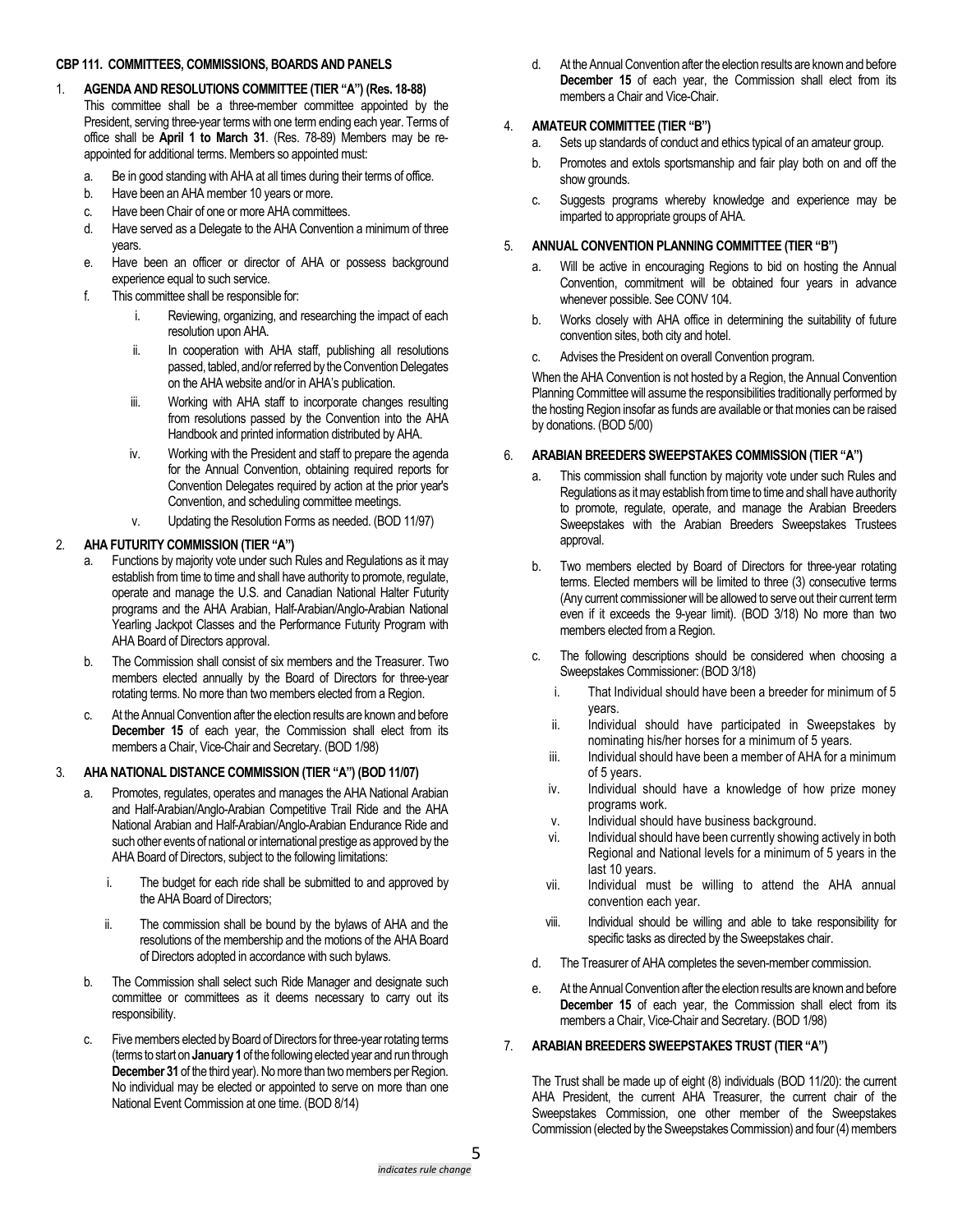### CBP 111. COMMITTEES, COMMISSIONS, BOARDS AND PANELS

1. **AGENDA AND RESOLUTIONS COMMITTEE (TIER "A") (Res. 18-88)**
   This committee shall be a three-member committee appointed by the President, serving three-year terms with one term ending each year. Terms of office shall be **April 1 to March 31**. (Res. 78-89) Members may be re-appointed for additional terms. Members so appointed must:
   a. Be in good standing with AHA at all times during their terms of office.
   b. Have been an AHA member 10 years or more.
   c. Have been Chair of one or more AHA committees.
   d. Have served as a Delegate to the AHA Convention a minimum of three years.
   e. Have been an officer or director of AHA or possess background experience equal to such service.
   f. This committee shall be responsible for:
      i. Reviewing, organizing, and researching the impact of each resolution upon AHA.
      ii. In cooperation with AHA staff, publishing all resolutions passed, tabled, and/or referred by the Convention Delegates on the AHA website and/or in AHA's publication.
      iii. Working with AHA staff to incorporate changes resulting from resolutions passed by the Convention into the AHA Handbook and printed information distributed by AHA.
      iv. Working with the President and staff to prepare the agenda for the Annual Convention, obtaining required reports for Convention Delegates required by action at the prior year's Convention, and scheduling committee meetings.
      v. Updating the Resolution Forms as needed. (BOD 11/97)

2. **AHA FUTURITY COMMISSION (TIER "A")**
   a. Functions by majority vote under such Rules and Regulations as it may establish from time to time and shall have authority to promote, regulate, operate and manage the U.S. and Canadian National Halter Futurity programs and the AHA Arabian, Half-Arabian/Anglo-Arabian National Yearling Jackpot Classes and the Performance Futurity Program with AHA Board of Directors approval.
   b. The Commission shall consist of six members and the Treasurer. Two members elected annually by the Board of Directors for three-year rotating terms. No more than two members elected from a Region.
   c. At the Annual Convention after the election results are known and before **December 15** of each year, the Commission shall elect from its members a Chair, Vice-Chair and Secretary. (BOD 1/98)

3. **AHA NATIONAL DISTANCE COMMISSION (TIER "A") (BOD 11/07)**
   a. Promotes, regulates, operates and manages the AHA National Arabian and Half-Arabian/Anglo-Arabian Competitive Trail Ride and the AHA National Arabian and Half-Arabian/Anglo-Arabian Endurance Ride and such other events of national or international prestige as approved by the AHA Board of Directors, subject to the following limitations:
      i. The budget for each ride shall be submitted to and approved by the AHA Board of Directors;
      ii. The commission shall be bound by the bylaws of AHA and the resolutions of the membership and the motions of the AHA Board of Directors adopted in accordance with such bylaws.
   b. The Commission shall select such Ride Manager and designate such committee or committees as it deems necessary to carry out its responsibility.
   c. Five members elected by Board of Directors for three-year rotating terms (terms to start on **January 1** of the following elected year and run through **December 31** of the third year). No more than two members per Region. No individual may be elected or appointed to serve on more than one National Event Commission at one time. (BOD 8/14)
   d. At the Annual Convention after the election results are known and before **December 15** of each year, the Commission shall elect from its members a Chair and Vice-Chair.

4. **AMATEUR COMMITTEE (TIER "B")**
   a. Sets up standards of conduct and ethics typical of an amateur group.
   b. Promotes and extols sportsmanship and fair play both on and off the show grounds.
   c. Suggests programs whereby knowledge and experience may be imparted to appropriate groups of AHA.

5. **ANNUAL CONVENTION PLANNING COMMITTEE (TIER "B")**
   a. Will be active in encouraging Regions to bid on hosting the Annual Convention, commitment will be obtained four years in advance whenever possible. See CONV 104.
   b. Works closely with AHA office in determining the suitability of future convention sites, both city and hotel.
   c. Advises the President on overall Convention program.

   When the AHA Convention is not hosted by a Region, the Annual Convention Planning Committee will assume the responsibilities traditionally performed by the hosting Region insofar as funds are available or that monies can be raised by donations. (BOD 5/00)

6. **ARABIAN BREEDERS SWEEPSTAKES COMMISSION (TIER "A")**
   a. This commission shall function by majority vote under such Rules and Regulations as it may establish from time to time and shall have authority to promote, regulate, operate, and manage the Arabian Breeders Sweepstakes with the Arabian Breeders Sweepstakes Trustees approval.
   b. Two members elected by Board of Directors for three-year rotating terms. Elected members will be limited to three (3) consecutive terms (Any current commissioner will be allowed to serve out their current term even if it exceeds the 9-year limit). (BOD 3/18) No more than two members elected from a Region.
   c. The following descriptions should be considered when choosing a Sweepstakes Commissioner: (BOD 3/18)
      i. That Individual should have been a breeder for minimum of 5 years.
      ii. Individual should have participated in Sweepstakes by nominating his/her horses for a minimum of 5 years.
      iii. Individual should have been a member of AHA for a minimum of 5 years.
      iv. Individual should have a knowledge of how prize money programs work.
      v. Individual should have business background.
      vi. Individual should have been currently showing actively in both Regional and National levels for a minimum of 5 years in the last 10 years.
      vii. Individual must be willing to attend the AHA annual convention each year.
      viii. Individual should be willing and able to take responsibility for specific tasks as directed by the Sweepstakes chair.
   d. The Treasurer of AHA completes the seven-member commission.
   e. At the Annual Convention after the election results are known and before **December 15** of each year, the Commission shall elect from its members a Chair, Vice-Chair and Secretary. (BOD 1/98)

7. **ARABIAN BREEDERS SWEEPSTAKES TRUST (TIER "A")**

   The Trust shall be made up of eight (8) individuals (BOD 11/20): the current AHA President, the current AHA Treasurer, the current chair of the Sweepstakes Commission, one other member of the Sweepstakes Commission (elected by the Sweepstakes Commission) and four (4) members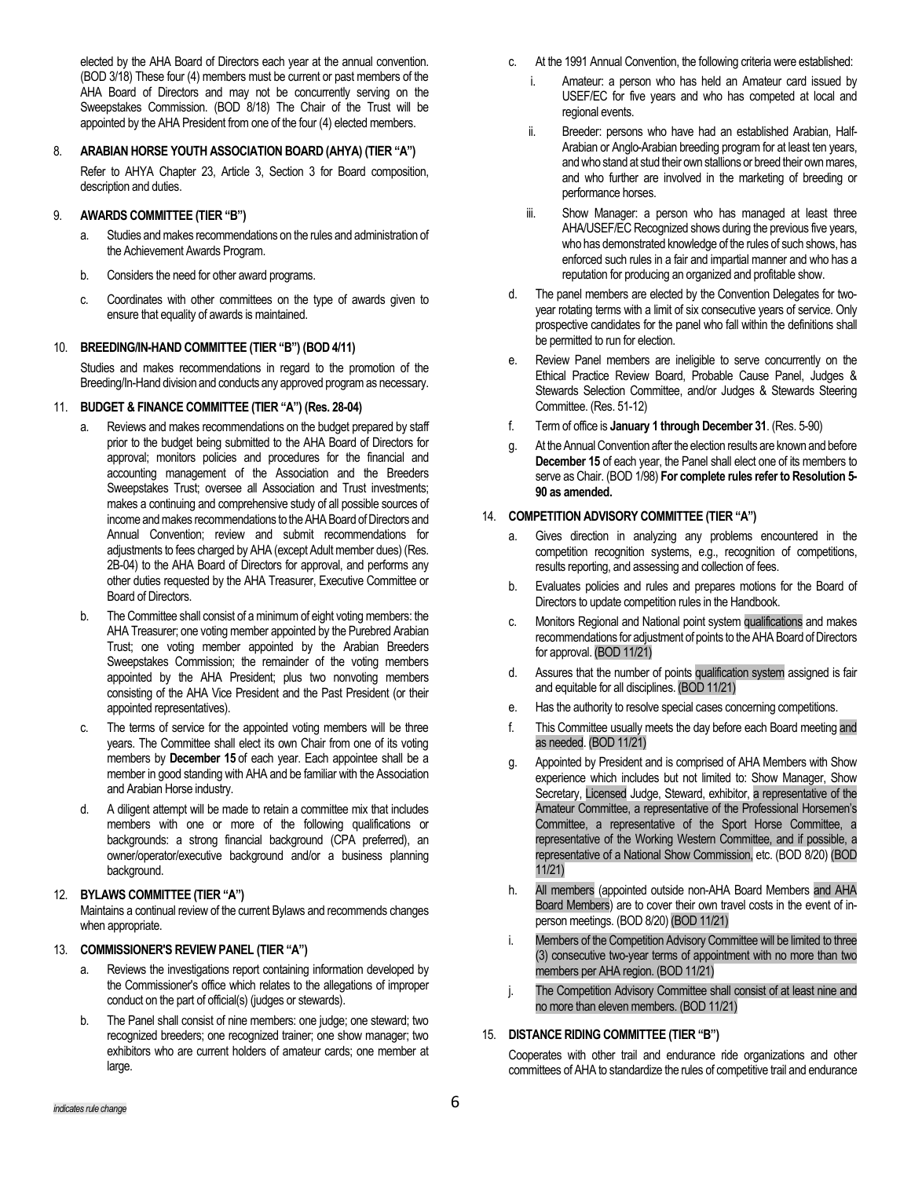elected by the AHA Board of Directors each year at the annual convention. (BOD 3/18) These four (4) members must be current or past members of the AHA Board of Directors and may not be concurrently serving on the Sweepstakes Commission. (BOD 8/18) The Chair of the Trust will be appointed by the AHA President from one of the four (4) elected members.

8. **ARABIAN HORSE YOUTH ASSOCIATION BOARD (AHYA) (TIER "A")**

   Refer to AHYA Chapter 23, Article 3, Section 3 for Board composition, description and duties.

9. **AWARDS COMMITTEE (TIER "B")**

   a. Studies and makes recommendations on the rules and administration of the Achievement Awards Program.

   b. Considers the need for other award programs.

   c. Coordinates with other committees on the type of awards given to ensure that equality of awards is maintained.

10. **BREEDING/IN-HAND COMMITTEE (TIER "B") (BOD 4/11)**

    Studies and makes recommendations in regard to the promotion of the Breeding/In-Hand division and conducts any approved program as necessary.

11. **BUDGET & FINANCE COMMITTEE (TIER "A") (Res. 28-04)**

    a. Reviews and makes recommendations on the budget prepared by staff prior to the budget being submitted to the AHA Board of Directors for approval; monitors policies and procedures for the financial and accounting management of the Association and the Breeders Sweepstakes Trust; oversee all Association and Trust investments; makes a continuing and comprehensive study of all possible sources of income and makes recommendations to the AHA Board of Directors and Annual Convention; review and submit recommendations for adjustments to fees charged by AHA (except Adult member dues) (Res. 2B-04) to the AHA Board of Directors for approval, and performs any other duties requested by the AHA Treasurer, Executive Committee or Board of Directors.

    b. The Committee shall consist of a minimum of eight voting members: the AHA Treasurer; one voting member appointed by the Purebred Arabian Trust; one voting member appointed by the Arabian Breeders Sweepstakes Commission; the remainder of the voting members appointed by the AHA President; plus two nonvoting members consisting of the AHA Vice President and the Past President (or their appointed representatives).

    c. The terms of service for the appointed voting members will be three years. The Committee shall elect its own Chair from one of its voting members by **December 15** of each year. Each appointee shall be a member in good standing with AHA and be familiar with the Association and Arabian Horse industry.

    d. A diligent attempt will be made to retain a committee mix that includes members with one or more of the following qualifications or backgrounds: a strong financial background (CPA preferred), an owner/operator/executive background and/or a business planning background.

12. **BYLAWS COMMITTEE (TIER "A")**

    Maintains a continual review of the current Bylaws and recommends changes when appropriate.

13. **COMMISSIONER'S REVIEW PANEL (TIER "A")**

    a. Reviews the investigations report containing information developed by the Commissioner's office which relates to the allegations of improper conduct on the part of official(s) (judges or stewards).

    b. The Panel shall consist of nine members: one judge; one steward; two recognized breeders; one recognized trainer; one show manager; two exhibitors who are current holders of amateur cards; one member at large.

    c. At the 1991 Annual Convention, the following criteria were established:

       i. Amateur: a person who has held an Amateur card issued by USEF/EC for five years and who has competed at local and regional events.

       ii. Breeder: persons who have had an established Arabian, Half-Arabian or Anglo-Arabian breeding program for at least ten years, and who stand at stud their own stallions or breed their own mares, and who further are involved in the marketing of breeding or performance horses.

       iii. Show Manager: a person who has managed at least three AHA/USEF/EC Recognized shows during the previous five years, who has demonstrated knowledge of the rules of such shows, has enforced such rules in a fair and impartial manner and who has a reputation for producing an organized and profitable show.

    d. The panel members are elected by the Convention Delegates for two-year rotating terms with a limit of six consecutive years of service. Only prospective candidates for the panel who fall within the definitions shall be permitted to run for election.

    e. Review Panel members are ineligible to serve concurrently on the Ethical Practice Review Board, Probable Cause Panel, Judges & Stewards Selection Committee, and/or Judges & Stewards Steering Committee. (Res. 51-12)

    f. Term of office is **January 1 through December 31**. (Res. 5-90)

    g. At the Annual Convention after the election results are known and before **December 15** of each year, the Panel shall elect one of its members to serve as Chair. (BOD 1/98) **For complete rules refer to Resolution 5-90 as amended.**

14. **COMPETITION ADVISORY COMMITTEE (TIER "A")**

    a. Gives direction in analyzing any problems encountered in the competition recognition systems, e.g., recognition of competitions, results reporting, and assessing and collection of fees.

    b. Evaluates policies and rules and prepares motions for the Board of Directors to update competition rules in the Handbook.

    c. Monitors Regional and National point system qualifications and makes recommendations for adjustment of points to the AHA Board of Directors for approval. (BOD 11/21)

    d. Assures that the number of points qualification system assigned is fair and equitable for all disciplines. (BOD 11/21)

    e. Has the authority to resolve special cases concerning competitions.

    f. This Committee usually meets the day before each Board meeting and as needed. (BOD 11/21)

    g. Appointed by President and is comprised of AHA Members with Show experience which includes but not limited to: Show Manager, Show Secretary, Licensed Judge, Steward, exhibitor, a representative of the Amateur Committee, a representative of the Professional Horsemen's Committee, a representative of the Sport Horse Committee, a representative of the Working Western Committee, and if possible, a representative of a National Show Commission, etc. (BOD 8/20) (BOD 11/21)

    h. All members (appointed outside non-AHA Board Members and AHA Board Members) are to cover their own travel costs in the event of in-person meetings. (BOD 8/20) (BOD 11/21)

    i. Members of the Competition Advisory Committee will be limited to three (3) consecutive two-year terms of appointment with no more than two members per AHA region. (BOD 11/21)

    j. The Competition Advisory Committee shall consist of at least nine and no more than eleven members. (BOD 11/21)

15. **DISTANCE RIDING COMMITTEE (TIER "B")**

    Cooperates with other trail and endurance ride organizations and other committees of AHA to standardize the rules of competitive trail and endurance

*indicates rule change*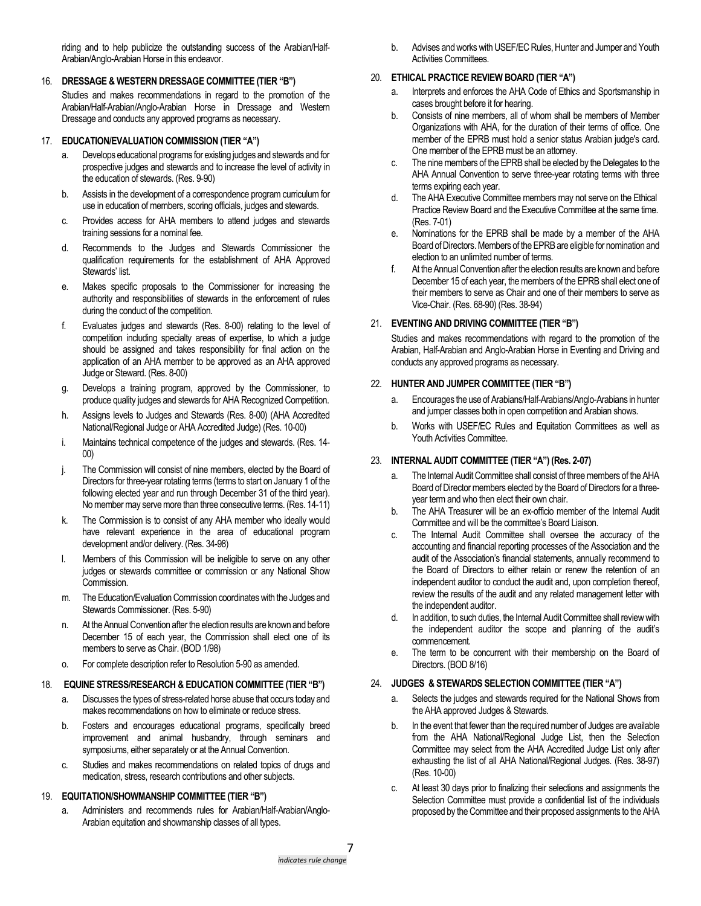riding and to help publicize the outstanding success of the Arabian/Half-Arabian/Anglo-Arabian Horse in this endeavor.

16. **DRESSAGE & WESTERN DRESSAGE COMMITTEE (TIER "B")**

    Studies and makes recommendations in regard to the promotion of the Arabian/Half-Arabian/Anglo-Arabian Horse in Dressage and Western Dressage and conducts any approved programs as necessary.

17. **EDUCATION/EVALUATION COMMISSION (TIER "A")**

    a. Develops educational programs for existing judges and stewards and for prospective judges and stewards and to increase the level of activity in the education of stewards. (Res. 9-90)

    b. Assists in the development of a correspondence program curriculum for use in education of members, scoring officials, judges and stewards.

    c. Provides access for AHA members to attend judges and stewards training sessions for a nominal fee.

    d. Recommends to the Judges and Stewards Commissioner the qualification requirements for the establishment of AHA Approved Stewards' list.

    e. Makes specific proposals to the Commissioner for increasing the authority and responsibilities of stewards in the enforcement of rules during the conduct of the competition.

    f. Evaluates judges and stewards (Res. 8-00) relating to the level of competition including specialty areas of expertise, to which a judge should be assigned and takes responsibility for final action on the application of an AHA member to be approved as an AHA approved Judge or Steward. (Res. 8-00)

    g. Develops a training program, approved by the Commissioner, to produce quality judges and stewards for AHA Recognized Competition.

    h. Assigns levels to Judges and Stewards (Res. 8-00) (AHA Accredited National/Regional Judge or AHA Accredited Judge) (Res. 10-00)

    i. Maintains technical competence of the judges and stewards. (Res. 14-00)

    j. The Commission will consist of nine members, elected by the Board of Directors for three-year rotating terms (terms to start on January 1 of the following elected year and run through December 31 of the third year). No member may serve more than three consecutive terms. (Res. 14-11)

    k. The Commission is to consist of any AHA member who ideally would have relevant experience in the area of educational program development and/or delivery. (Res. 34-98)

    l. Members of this Commission will be ineligible to serve on any other judges or stewards committee or commission or any National Show Commission.

    m. The Education/Evaluation Commission coordinates with the Judges and Stewards Commissioner. (Res. 5-90)

    n. At the Annual Convention after the election results are known and before December 15 of each year, the Commission shall elect one of its members to serve as Chair. (BOD 1/98)

    o. For complete description refer to Resolution 5-90 as amended.

18. **EQUINE STRESS/RESEARCH & EDUCATION COMMITTEE (TIER "B")**

    a. Discusses the types of stress-related horse abuse that occurs today and makes recommendations on how to eliminate or reduce stress.

    b. Fosters and encourages educational programs, specifically breed improvement and animal husbandry, through seminars and symposiums, either separately or at the Annual Convention.

    c. Studies and makes recommendations on related topics of drugs and medication, stress, research contributions and other subjects.

19. **EQUITATION/SHOWMANSHIP COMMITTEE (TIER "B")**

    a. Administers and recommends rules for Arabian/Half-Arabian/Anglo-Arabian equitation and showmanship classes of all types.

    b. Advises and works with USEF/EC Rules, Hunter and Jumper and Youth Activities Committees.

20. **ETHICAL PRACTICE REVIEW BOARD (TIER "A")**

    a. Interprets and enforces the AHA Code of Ethics and Sportsmanship in cases brought before it for hearing.

    b. Consists of nine members, all of whom shall be members of Member Organizations with AHA, for the duration of their terms of office. One member of the EPRB must hold a senior status Arabian judge's card. One member of the EPRB must be an attorney.

    c. The nine members of the EPRB shall be elected by the Delegates to the AHA Annual Convention to serve three-year rotating terms with three terms expiring each year.

    d. The AHA Executive Committee members may not serve on the Ethical Practice Review Board and the Executive Committee at the same time. (Res. 7-01)

    e. Nominations for the EPRB shall be made by a member of the AHA Board of Directors. Members of the EPRB are eligible for nomination and election to an unlimited number of terms.

    f. At the Annual Convention after the election results are known and before December 15 of each year, the members of the EPRB shall elect one of their members to serve as Chair and one of their members to serve as Vice-Chair. (Res. 68-90) (Res. 38-94)

21. **EVENTING AND DRIVING COMMITTEE (TIER "B")**

    Studies and makes recommendations with regard to the promotion of the Arabian, Half-Arabian and Anglo-Arabian Horse in Eventing and Driving and conducts any approved programs as necessary.

22. **HUNTER AND JUMPER COMMITTEE (TIER "B")**

    a. Encourages the use of Arabians/Half-Arabians/Anglo-Arabians in hunter and jumper classes both in open competition and Arabian shows.

    b. Works with USEF/EC Rules and Equitation Committees as well as Youth Activities Committee.

23. **INTERNAL AUDIT COMMITTEE (TIER "A") (Res. 2-07)**

    a. The Internal Audit Committee shall consist of three members of the AHA Board of Director members elected by the Board of Directors for a three-year term and who then elect their own chair.

    b. The AHA Treasurer will be an ex-officio member of the Internal Audit Committee and will be the committee's Board Liaison.

    c. The Internal Audit Committee shall oversee the accuracy of the accounting and financial reporting processes of the Association and the audit of the Association's financial statements, annually recommend to the Board of Directors to either retain or renew the retention of an independent auditor to conduct the audit and, upon completion thereof, review the results of the audit and any related management letter with the independent auditor.

    d. In addition, to such duties, the Internal Audit Committee shall review with the independent auditor the scope and planning of the audit's commencement.

    e. The term to be concurrent with their membership on the Board of Directors. (BOD 8/16)

24. **JUDGES & STEWARDS SELECTION COMMITTEE (TIER "A")**

    a. Selects the judges and stewards required for the National Shows from the AHA approved Judges & Stewards.

    b. In the event that fewer than the required number of Judges are available from the AHA National/Regional Judge List, then the Selection Committee may select from the AHA Accredited Judge List only after exhausting the list of all AHA National/Regional Judges. (Res. 38-97) (Res. 10-00)

    c. At least 30 days prior to finalizing their selections and assignments the Selection Committee must provide a confidential list of the individuals proposed by the Committee and their proposed assignments to the AHA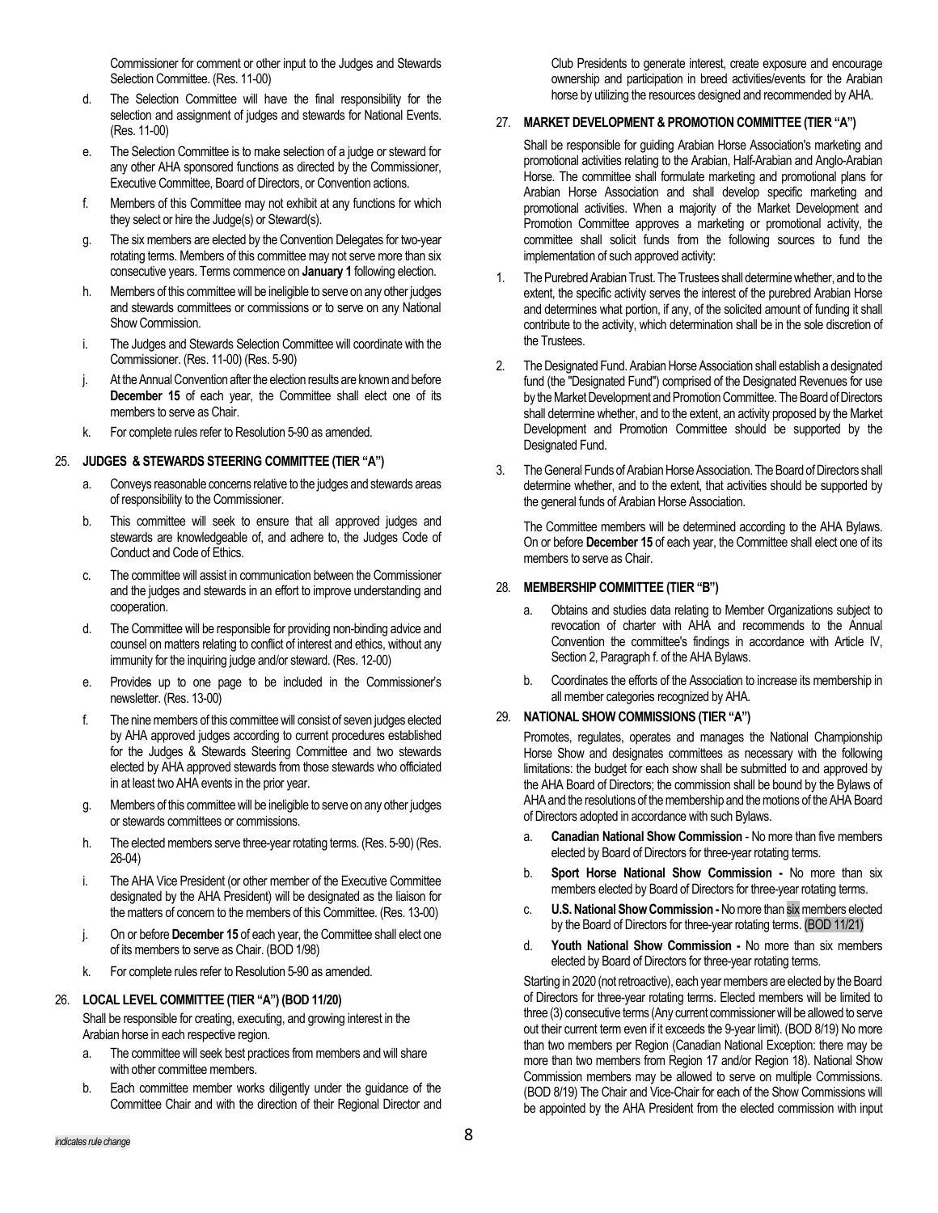Commissioner for comment or other input to the Judges and Stewards Selection Committee. (Res. 11-00)

d. The Selection Committee will have the final responsibility for the selection and assignment of judges and stewards for National Events. (Res. 11-00)

e. The Selection Committee is to make selection of a judge or steward for any other AHA sponsored functions as directed by the Commissioner, Executive Committee, Board of Directors, or Convention actions.

f. Members of this Committee may not exhibit at any functions for which they select or hire the Judge(s) or Steward(s).

g. The six members are elected by the Convention Delegates for two-year rotating terms. Members of this committee may not serve more than six consecutive years. Terms commence on **January 1** following election.

h. Members of this committee will be ineligible to serve on any other judges and stewards committees or commissions or to serve on any National Show Commission.

i. The Judges and Stewards Selection Committee will coordinate with the Commissioner. (Res. 11-00) (Res. 5-90)

j. At the Annual Convention after the election results are known and before **December 15** of each year, the Committee shall elect one of its members to serve as Chair.

k. For complete rules refer to Resolution 5-90 as amended.

## 25. JUDGES & STEWARDS STEERING COMMITTEE (TIER "A")

a. Conveys reasonable concerns relative to the judges and stewards areas of responsibility to the Commissioner.

b. This committee will seek to ensure that all approved judges and stewards are knowledgeable of, and adhere to, the Judges Code of Conduct and Code of Ethics.

c. The committee will assist in communication between the Commissioner and the judges and stewards in an effort to improve understanding and cooperation.

d. The Committee will be responsible for providing non-binding advice and counsel on matters relating to conflict of interest and ethics, without any immunity for the inquiring judge and/or steward. (Res. 12-00)

e. Provides up to one page to be included in the Commissioner's newsletter. (Res. 13-00)

f. The nine members of this committee will consist of seven judges elected by AHA approved judges according to current procedures established for the Judges & Stewards Steering Committee and two stewards elected by AHA approved stewards from those stewards who officiated in at least two AHA events in the prior year.

g. Members of this committee will be ineligible to serve on any other judges or stewards committees or commissions.

h. The elected members serve three-year rotating terms. (Res. 5-90) (Res. 26-04)

i. The AHA Vice President (or other member of the Executive Committee designated by the AHA President) will be designated as the liaison for the matters of concern to the members of this Committee. (Res. 13-00)

j. On or before **December 15** of each year, the Committee shall elect one of its members to serve as Chair. (BOD 1/98)

k. For complete rules refer to Resolution 5-90 as amended.

## 26. LOCAL LEVEL COMMITTEE (TIER "A") (BOD 11/20)

Shall be responsible for creating, executing, and growing interest in the Arabian horse in each respective region.

a. The committee will seek best practices from members and will share with other committee members.

b. Each committee member works diligently under the guidance of the Committee Chair and with the direction of their Regional Director and Club Presidents to generate interest, create exposure and encourage ownership and participation in breed activities/events for the Arabian horse by utilizing the resources designed and recommended by AHA.

## 27. MARKET DEVELOPMENT & PROMOTION COMMITTEE (TIER "A")

Shall be responsible for guiding Arabian Horse Association's marketing and promotional activities relating to the Arabian, Half-Arabian and Anglo-Arabian Horse. The committee shall formulate marketing and promotional plans for Arabian Horse Association and shall develop specific marketing and promotional activities. When a majority of the Market Development and Promotion Committee approves a marketing or promotional activity, the committee shall solicit funds from the following sources to fund the implementation of such approved activity:

1. The Purebred Arabian Trust. The Trustees shall determine whether, and to the extent, the specific activity serves the interest of the purebred Arabian Horse and determines what portion, if any, of the solicited amount of funding it shall contribute to the activity, which determination shall be in the sole discretion of the Trustees.

2. The Designated Fund. Arabian Horse Association shall establish a designated fund (the "Designated Fund") comprised of the Designated Revenues for use by the Market Development and Promotion Committee. The Board of Directors shall determine whether, and to the extent, an activity proposed by the Market Development and Promotion Committee should be supported by the Designated Fund.

3. The General Funds of Arabian Horse Association. The Board of Directors shall determine whether, and to the extent, that activities should be supported by the general funds of Arabian Horse Association.

The Committee members will be determined according to the AHA Bylaws. On or before **December 15** of each year, the Committee shall elect one of its members to serve as Chair.

## 28. MEMBERSHIP COMMITTEE (TIER "B")

a. Obtains and studies data relating to Member Organizations subject to revocation of charter with AHA and recommends to the Annual Convention the committee's findings in accordance with Article IV, Section 2, Paragraph f. of the AHA Bylaws.

b. Coordinates the efforts of the Association to increase its membership in all member categories recognized by AHA.

## 29. NATIONAL SHOW COMMISSIONS (TIER "A")

Promotes, regulates, operates and manages the National Championship Horse Show and designates committees as necessary with the following limitations: the budget for each show shall be submitted to and approved by the AHA Board of Directors; the commission shall be bound by the Bylaws of AHA and the resolutions of the membership and the motions of the AHA Board of Directors adopted in accordance with such Bylaws.

a. **Canadian National Show Commission** - No more than five members elected by Board of Directors for three-year rotating terms.

b. **Sport Horse National Show Commission -** No more than six members elected by Board of Directors for three-year rotating terms.

c. **U.S. National Show Commission -** No more than six members elected by the Board of Directors for three-year rotating terms. (BOD 11/21)

d. **Youth National Show Commission -** No more than six members elected by Board of Directors for three-year rotating terms.

Starting in 2020 (not retroactive), each year members are elected by the Board of Directors for three-year rotating terms. Elected members will be limited to three (3) consecutive terms (Any current commissioner will be allowed to serve out their current term even if it exceeds the 9-year limit). (BOD 8/19) No more than two members per Region (Canadian National Exception: there may be more than two members from Region 17 and/or Region 18). National Show Commission members may be allowed to serve on multiple Commissions. (BOD 8/19) The Chair and Vice-Chair for each of the Show Commissions will be appointed by the AHA President from the elected commission with input

*indicates rule change*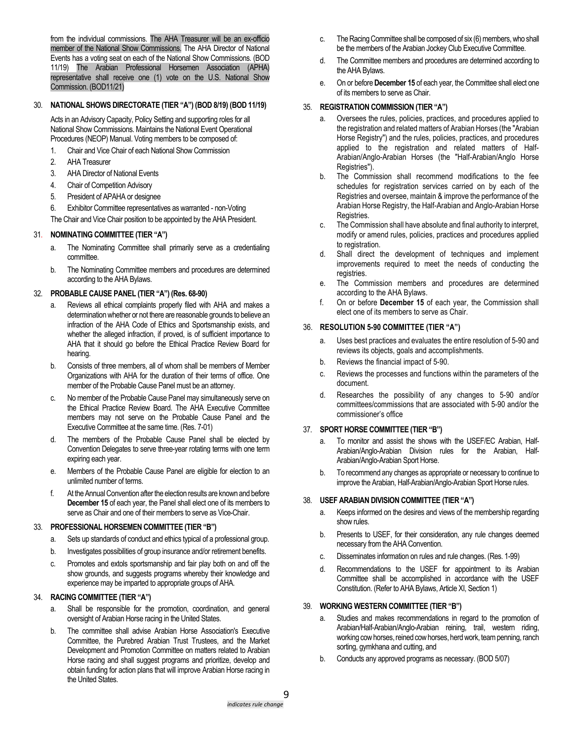from the individual commissions. The AHA Treasurer will be an ex-officio member of the National Show Commissions. The AHA Director of National Events has a voting seat on each of the National Show Commissions. (BOD 11/19) The Arabian Professional Horsemen Association (APHA) representative shall receive one (1) vote on the U.S. National Show Commission. (BOD11/21)

30. **NATIONAL SHOWS DIRECTORATE (TIER "A") (BOD 8/19) (BOD 11/19)**

    Acts in an Advisory Capacity, Policy Setting and supporting roles for all National Show Commissions. Maintains the National Event Operational Procedures (NEOP) Manual. Voting members to be composed of:

    1. Chair and Vice Chair of each National Show Commission
    2. AHA Treasurer
    3. AHA Director of National Events
    4. Chair of Competition Advisory
    5. President of APAHA or designee
    6. Exhibitor Committee representatives as warranted - non-Voting

    The Chair and Vice Chair position to be appointed by the AHA President.

31. **NOMINATING COMMITTEE (TIER "A")**

    a. The Nominating Committee shall primarily serve as a credentialing committee.

    b. The Nominating Committee members and procedures are determined according to the AHA Bylaws.

32. **PROBABLE CAUSE PANEL (TIER "A") (Res. 68-90)**

    a. Reviews all ethical complaints properly filed with AHA and makes a determination whether or not there are reasonable grounds to believe an infraction of the AHA Code of Ethics and Sportsmanship exists, and whether the alleged infraction, if proved, is of sufficient importance to AHA that it should go before the Ethical Practice Review Board for hearing.

    b. Consists of three members, all of whom shall be members of Member Organizations with AHA for the duration of their terms of office. One member of the Probable Cause Panel must be an attorney.

    c. No member of the Probable Cause Panel may simultaneously serve on the Ethical Practice Review Board. The AHA Executive Committee members may not serve on the Probable Cause Panel and the Executive Committee at the same time. (Res. 7-01)

    d. The members of the Probable Cause Panel shall be elected by Convention Delegates to serve three-year rotating terms with one term expiring each year.

    e. Members of the Probable Cause Panel are eligible for election to an unlimited number of terms.

    f. At the Annual Convention after the election results are known and before **December 15** of each year, the Panel shall elect one of its members to serve as Chair and one of their members to serve as Vice-Chair.

33. **PROFESSIONAL HORSEMEN COMMITTEE (TIER "B")**

    a. Sets up standards of conduct and ethics typical of a professional group.

    b. Investigates possibilities of group insurance and/or retirement benefits.

    c. Promotes and extols sportsmanship and fair play both on and off the show grounds, and suggests programs whereby their knowledge and experience may be imparted to appropriate groups of AHA.

34. **RACING COMMITTEE (TIER "A")**

    a. Shall be responsible for the promotion, coordination, and general oversight of Arabian Horse racing in the United States.

    b. The committee shall advise Arabian Horse Association's Executive Committee, the Purebred Arabian Trust Trustees, and the Market Development and Promotion Committee on matters related to Arabian Horse racing and shall suggest programs and prioritize, develop and obtain funding for action plans that will improve Arabian Horse racing in the United States.

    c. The Racing Committee shall be composed of six (6) members, who shall be the members of the Arabian Jockey Club Executive Committee.

    d. The Committee members and procedures are determined according to the AHA Bylaws.

    e. On or before **December 15** of each year, the Committee shall elect one of its members to serve as Chair.

35. **REGISTRATION COMMISSION (TIER "A")**

    a. Oversees the rules, policies, practices, and procedures applied to the registration and related matters of Arabian Horses (the "Arabian Horse Registry") and the rules, policies, practices, and procedures applied to the registration and related matters of Half-Arabian/Anglo-Arabian Horses (the "Half-Arabian/Anglo Horse Registries").

    b. The Commission shall recommend modifications to the fee schedules for registration services carried on by each of the Registries and oversee, maintain & improve the performance of the Arabian Horse Registry, the Half-Arabian and Anglo-Arabian Horse Registries.

    c. The Commission shall have absolute and final authority to interpret, modify or amend rules, policies, practices and procedures applied to registration.

    d. Shall direct the development of techniques and implement improvements required to meet the needs of conducting the registries.

    e. The Commission members and procedures are determined according to the AHA Bylaws.

    f. On or before **December 15** of each year, the Commission shall elect one of its members to serve as Chair.

36. **RESOLUTION 5-90 COMMITTEE (TIER "A")**

    a. Uses best practices and evaluates the entire resolution of 5-90 and reviews its objects, goals and accomplishments.

    b. Reviews the financial impact of 5-90.

    c. Reviews the processes and functions within the parameters of the document.

    d. Researches the possibility of any changes to 5-90 and/or committees/commissions that are associated with 5-90 and/or the commissioner's office

37. **SPORT HORSE COMMITTEE (TIER "B")**

    a. To monitor and assist the shows with the USEF/EC Arabian, Half-Arabian/Anglo-Arabian Division rules for the Arabian, Half-Arabian/Anglo-Arabian Sport Horse.

    b. To recommend any changes as appropriate or necessary to continue to improve the Arabian, Half-Arabian/Anglo-Arabian Sport Horse rules.

38. **USEF ARABIAN DIVISION COMMITTEE (TIER "A")**

    a. Keeps informed on the desires and views of the membership regarding show rules.

    b. Presents to USEF, for their consideration, any rule changes deemed necessary from the AHA Convention.

    c. Disseminates information on rules and rule changes. (Res. 1-99)

    d. Recommendations to the USEF for appointment to its Arabian Committee shall be accomplished in accordance with the USEF Constitution. (Refer to AHA Bylaws, Article XI, Section 1)

39. **WORKING WESTERN COMMITTEE (TIER "B")**

    a. Studies and makes recommendations in regard to the promotion of Arabian/Half-Arabian/Anglo-Arabian reining, trail, western riding, working cow horses, reined cow horses, herd work, team penning, ranch sorting, gymkhana and cutting, and

    b. Conducts any approved programs as necessary. (BOD 5/07)

*indicates rule change*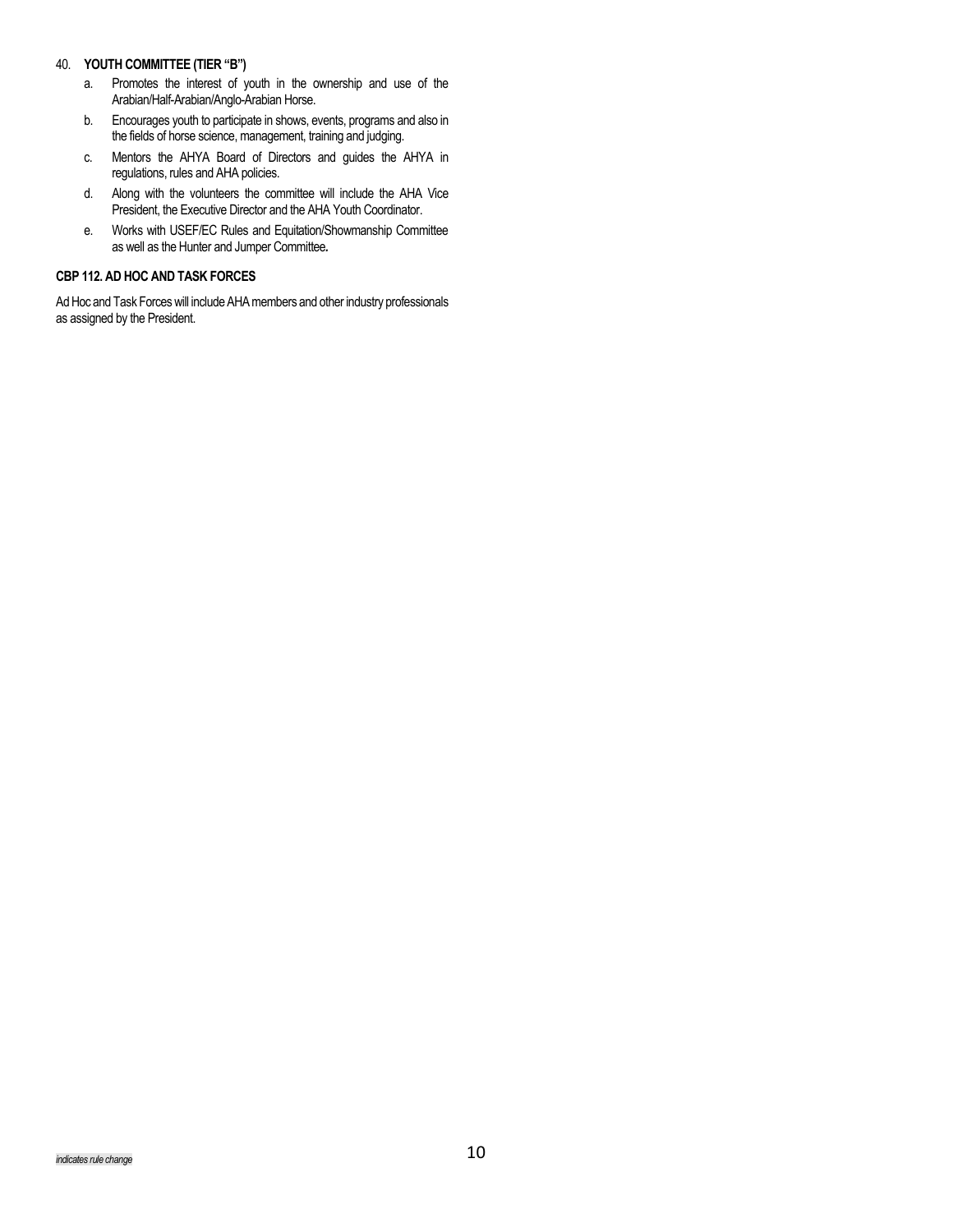40. **YOUTH COMMITTEE (TIER "B")**
    a. Promotes the interest of youth in the ownership and use of the Arabian/Half-Arabian/Anglo-Arabian Horse.
    b. Encourages youth to participate in shows, events, programs and also in the fields of horse science, management, training and judging.
    c. Mentors the AHYA Board of Directors and guides the AHYA in regulations, rules and AHA policies.
    d. Along with the volunteers the committee will include the AHA Vice President, the Executive Director and the AHA Youth Coordinator.
    e. Works with USEF/EC Rules and Equitation/Showmanship Committee as well as the Hunter and Jumper Committee.

**CBP 112. AD HOC AND TASK FORCES**

Ad Hoc and Task Forces will include AHA members and other industry professionals as assigned by the President.

*indicates rule change*